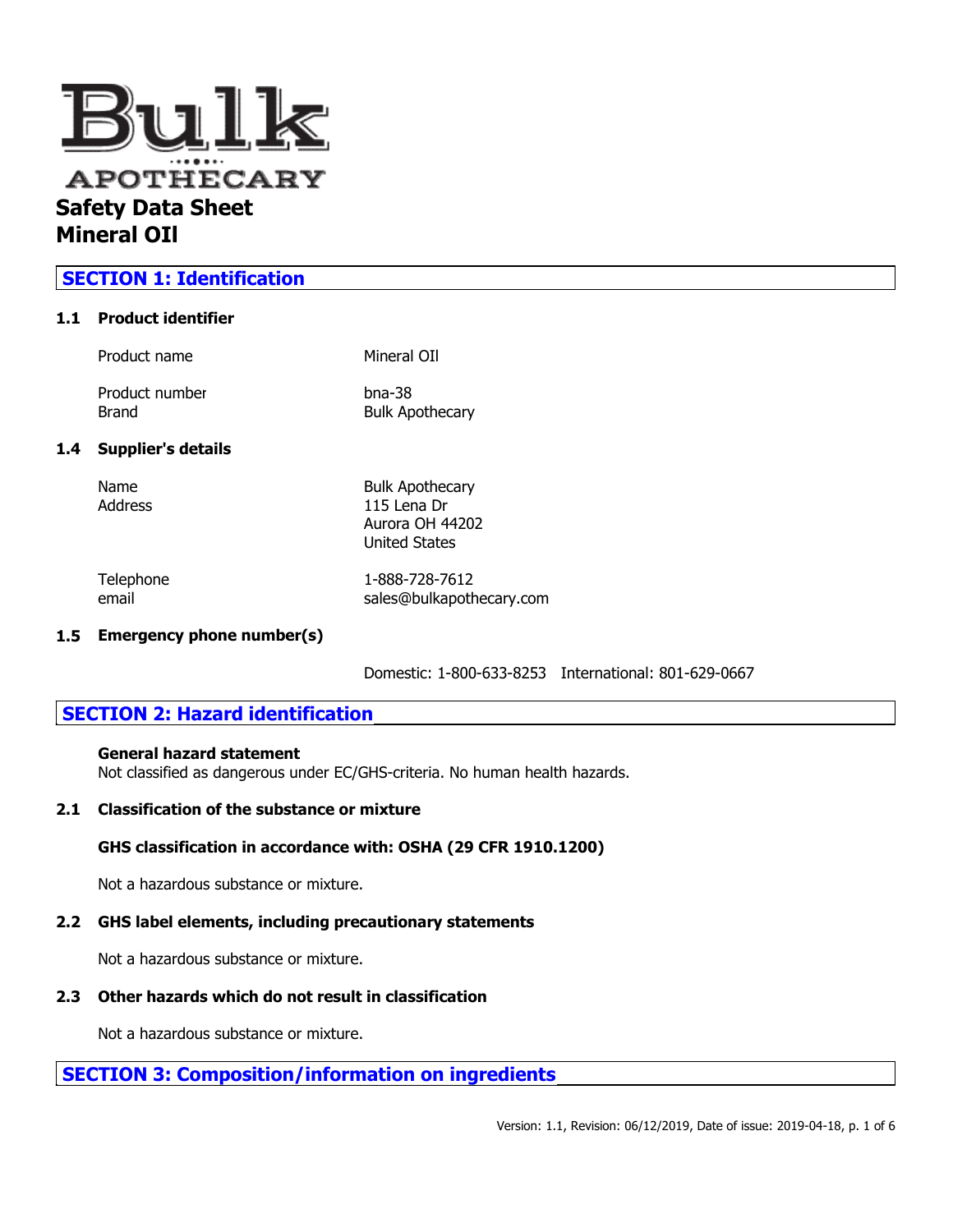# Bulk APOTHECARY

# Safety Data Sheet
# Mineral OIl

## SECTION 1: Identification

### 1.1 Product identifier

| | |
|---|---|
| Product name | Mineral OIl |
| Product number | bna-38 |
| Brand | Bulk Apothecary |

### 1.4 Supplier's details

| | |
|---|---|
| Name | Bulk Apothecary |
| Address | 115 Lena Dr<br>Aurora OH 44202<br>United States |
| Telephone | 1-888-728-7612 |
| email | sales@bulkapothecary.com |

### 1.5 Emergency phone number(s)

Domestic: 1-800-633-8253 International: 801-629-0667

## SECTION 2: Hazard identification

**General hazard statement**
Not classified as dangerous under EC/GHS-criteria. No human health hazards.

### 2.1 Classification of the substance or mixture

**GHS classification in accordance with: OSHA (29 CFR 1910.1200)**

Not a hazardous substance or mixture.

### 2.2 GHS label elements, including precautionary statements

Not a hazardous substance or mixture.

### 2.3 Other hazards which do not result in classification

Not a hazardous substance or mixture.

## SECTION 3: Composition/information on ingredients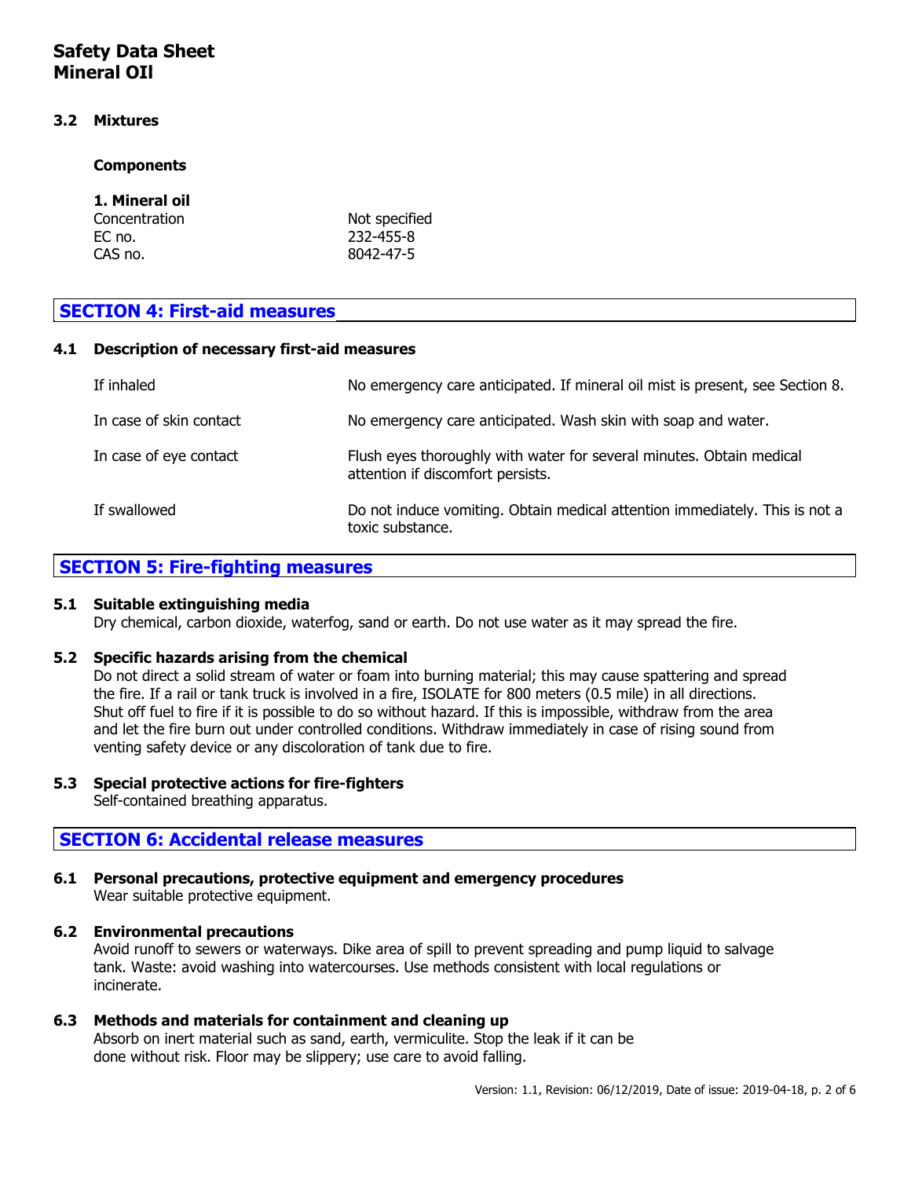### 3.2 Mixtures

**Components**

**1. Mineral oil**

| | |
|---|---|
| Concentration | Not specified |
| EC no. | 232-455-8 |
| CAS no. | 8042-47-5 |

## SECTION 4: First-aid measures

### 4.1 Description of necessary first-aid measures

| | |
|---|---|
| If inhaled | No emergency care anticipated. If mineral oil mist is present, see Section 8. |
| In case of skin contact | No emergency care anticipated. Wash skin with soap and water. |
| In case of eye contact | Flush eyes thoroughly with water for several minutes. Obtain medical attention if discomfort persists. |
| If swallowed | Do not induce vomiting. Obtain medical attention immediately. This is not a toxic substance. |

## SECTION 5: Fire-fighting measures

### 5.1 Suitable extinguishing media

Dry chemical, carbon dioxide, waterfog, sand or earth. Do not use water as it may spread the fire.

### 5.2 Specific hazards arising from the chemical

Do not direct a solid stream of water or foam into burning material; this may cause spattering and spread the fire. If a rail or tank truck is involved in a fire, ISOLATE for 800 meters (0.5 mile) in all directions. Shut off fuel to fire if it is possible to do so without hazard. If this is impossible, withdraw from the area and let the fire burn out under controlled conditions. Withdraw immediately in case of rising sound from venting safety device or any discoloration of tank due to fire.

### 5.3 Special protective actions for fire-fighters

Self-contained breathing apparatus.

## SECTION 6: Accidental release measures

### 6.1 Personal precautions, protective equipment and emergency procedures

Wear suitable protective equipment.

### 6.2 Environmental precautions

Avoid runoff to sewers or waterways. Dike area of spill to prevent spreading and pump liquid to salvage tank. Waste: avoid washing into watercourses. Use methods consistent with local regulations or incinerate.

### 6.3 Methods and materials for containment and cleaning up

Absorb on inert material such as sand, earth, vermiculite. Stop the leak if it can be done without risk. Floor may be slippery; use care to avoid falling.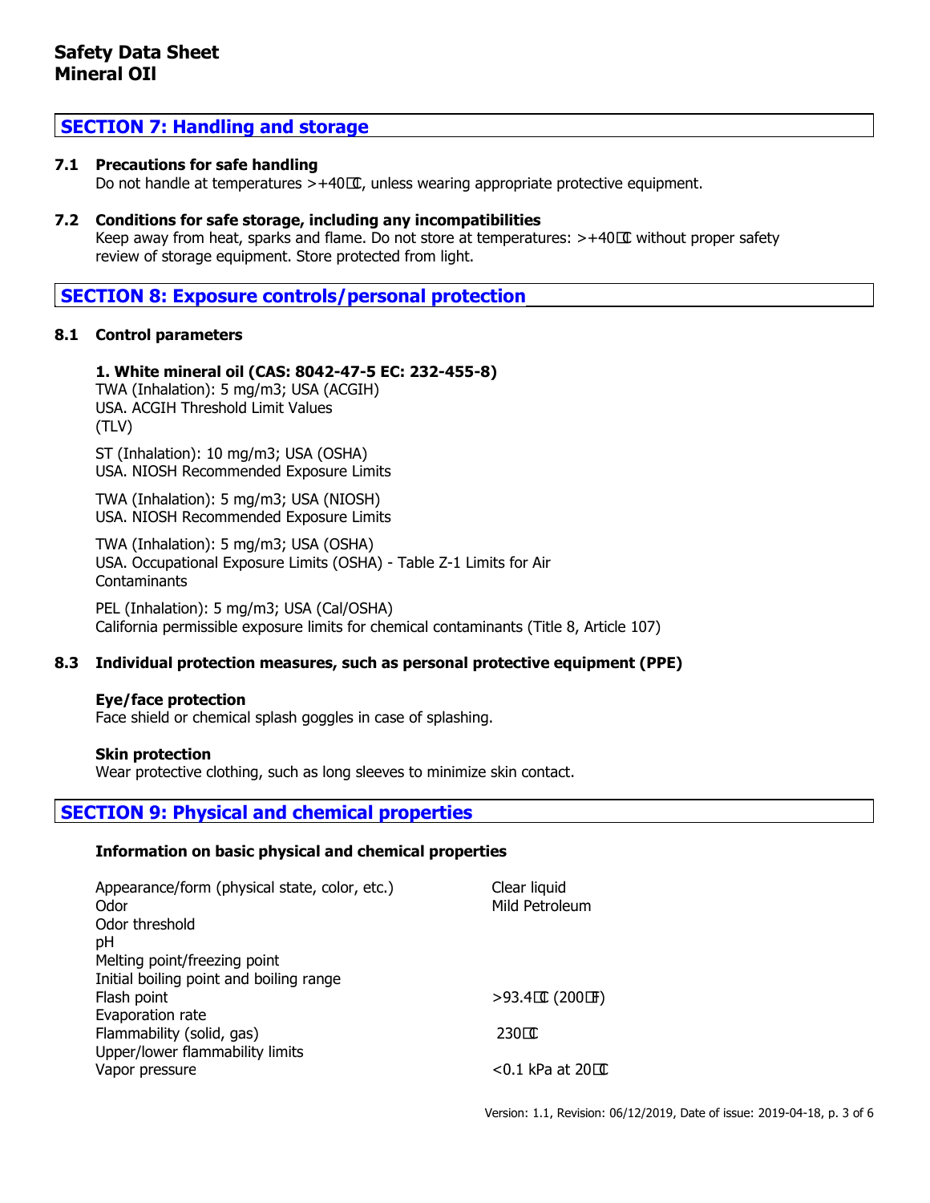# Safety Data Sheet
# Mineral OIl

## SECTION 7: Handling and storage

**7.1 Precautions for safe handling**

Do not handle at temperatures >+40℃, unless wearing appropriate protective equipment.

**7.2 Conditions for safe storage, including any incompatibilities**

Keep away from heat, sparks and flame. Do not store at temperatures: >+40℃ without proper safety review of storage equipment. Store protected from light.

## SECTION 8: Exposure controls/personal protection

**8.1 Control parameters**

**1. White mineral oil (CAS: 8042-47-5 EC: 232-455-8)**

TWA (Inhalation): 5 mg/m3; USA (ACGIH)
USA. ACGIH Threshold Limit Values
(TLV)

ST (Inhalation): 10 mg/m3; USA (OSHA)
USA. NIOSH Recommended Exposure Limits

TWA (Inhalation): 5 mg/m3; USA (NIOSH)
USA. NIOSH Recommended Exposure Limits

TWA (Inhalation): 5 mg/m3; USA (OSHA)
USA. Occupational Exposure Limits (OSHA) - Table Z-1 Limits for Air Contaminants

PEL (Inhalation): 5 mg/m3; USA (Cal/OSHA)
California permissible exposure limits for chemical contaminants (Title 8, Article 107)

**8.3 Individual protection measures, such as personal protective equipment (PPE)**

**Eye/face protection**

Face shield or chemical splash goggles in case of splashing.

**Skin protection**

Wear protective clothing, such as long sleeves to minimize skin contact.

## SECTION 9: Physical and chemical properties

**Information on basic physical and chemical properties**

| | |
|---|---|
| Appearance/form (physical state, color, etc.) | Clear liquid |
| Odor | Mild Petroleum |
| Odor threshold | |
| pH | |
| Melting point/freezing point | |
| Initial boiling point and boiling range | |
| Flash point | >93.4℃ (200℉) |
| Evaporation rate | |
| Flammability (solid, gas) | 230℃ |
| Upper/lower flammability limits | |
| Vapor pressure | <0.1 kPa at 20℃ |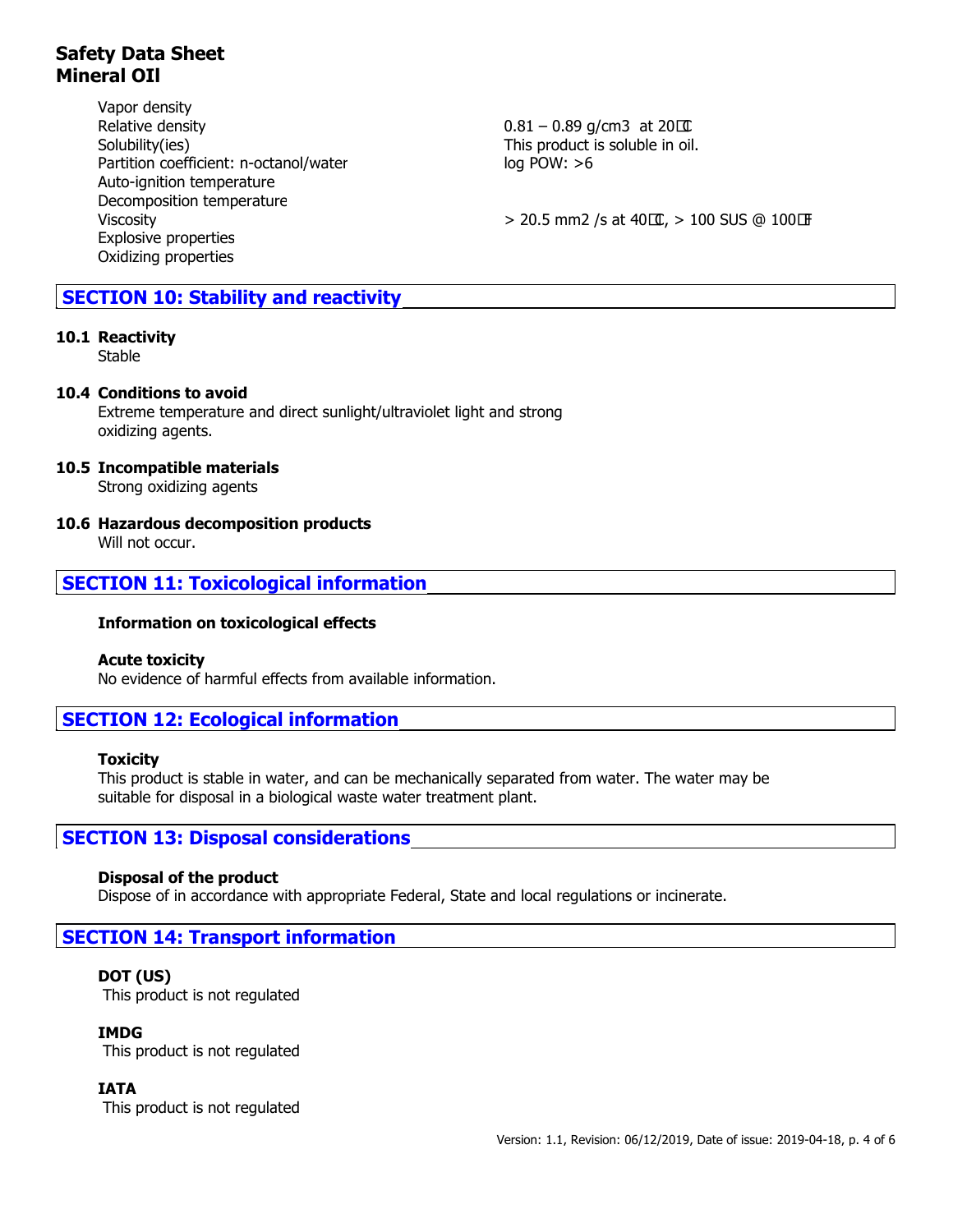| Property | Value |
|---|---|
| Vapor density | |
| Relative density | 0.81 – 0.89 g/cm3 at 20℃ |
| Solubility(ies) | This product is soluble in oil. |
| Partition coefficient: n-octanol/water | log POW: >6 |
| Auto-ignition temperature | |
| Decomposition temperature | |
| Viscosity | > 20.5 mm2 /s at 40℃, > 100 SUS @ 100℉ |
| Explosive properties | |
| Oxidizing properties | |

## SECTION 10: Stability and reactivity

**10.1 Reactivity**

Stable

**10.4 Conditions to avoid**

Extreme temperature and direct sunlight/ultraviolet light and strong oxidizing agents.

**10.5 Incompatible materials**

Strong oxidizing agents

**10.6 Hazardous decomposition products**

Will not occur.

## SECTION 11: Toxicological information

**Information on toxicological effects**

**Acute toxicity**

No evidence of harmful effects from available information.

## SECTION 12: Ecological information

**Toxicity**

This product is stable in water, and can be mechanically separated from water. The water may be suitable for disposal in a biological waste water treatment plant.

## SECTION 13: Disposal considerations

**Disposal of the product**

Dispose of in accordance with appropriate Federal, State and local regulations or incinerate.

## SECTION 14: Transport information

**DOT (US)**

This product is not regulated

**IMDG**

This product is not regulated

**IATA**

This product is not regulated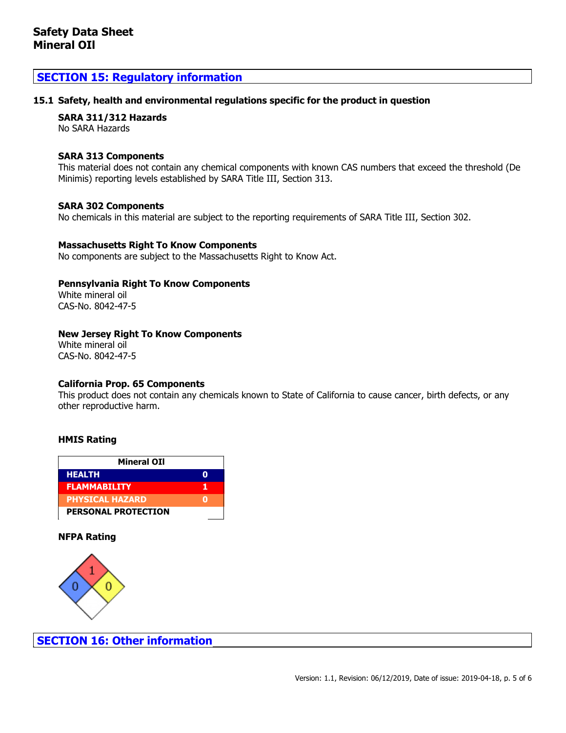# Safety Data Sheet
# Mineral OIl

## SECTION 15: Regulatory information

### 15.1 Safety, health and environmental regulations specific for the product in question

**SARA 311/312 Hazards**
No SARA Hazards

**SARA 313 Components**
This material does not contain any chemical components with known CAS numbers that exceed the threshold (De Minimis) reporting levels established by SARA Title III, Section 313.

**SARA 302 Components**
No chemicals in this material are subject to the reporting requirements of SARA Title III, Section 302.

**Massachusetts Right To Know Components**
No components are subject to the Massachusetts Right to Know Act.

**Pennsylvania Right To Know Components**
White mineral oil
CAS-No. 8042-47-5

**New Jersey Right To Know Components**
White mineral oil
CAS-No. 8042-47-5

**California Prop. 65 Components**
This product does not contain any chemicals known to State of California to cause cancer, birth defects, or any other reproductive harm.

**HMIS Rating**

| Mineral OIl | |
|---|---|
| HEALTH | 0 |
| FLAMMABILITY | 1 |
| PHYSICAL HAZARD | 0 |
| PERSONAL PROTECTION | |

**NFPA Rating**

| Health (blue) | Flammability (red) | Instability (yellow) | Special (white) |
|---|---|---|---|
| 0 | 1 | 0 | |

## SECTION 16: Other information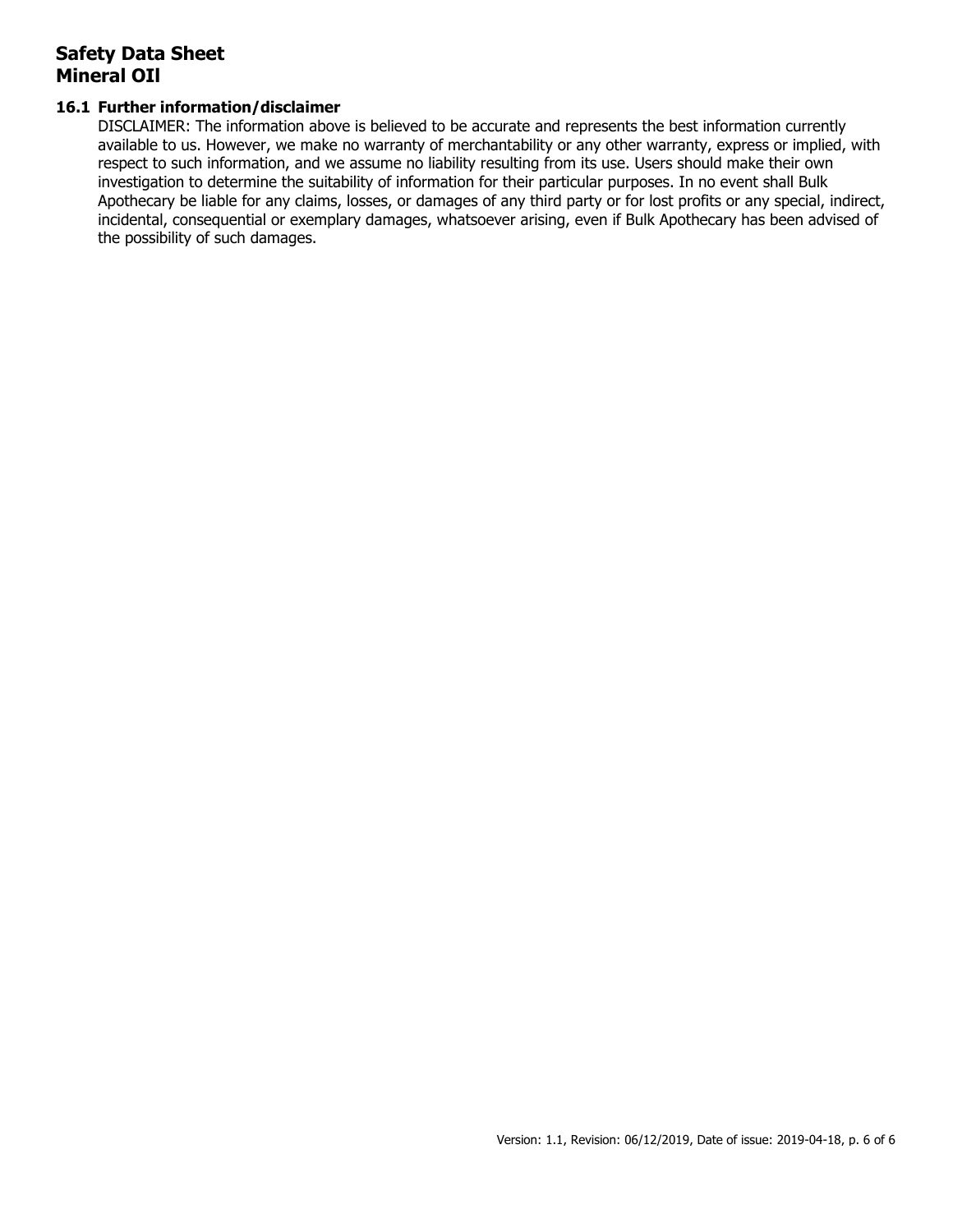### 16.1 Further information/disclaimer

DISCLAIMER: The information above is believed to be accurate and represents the best information currently available to us. However, we make no warranty of merchantability or any other warranty, express or implied, with respect to such information, and we assume no liability resulting from its use. Users should make their own investigation to determine the suitability of information for their particular purposes. In no event shall Bulk Apothecary be liable for any claims, losses, or damages of any third party or for lost profits or any special, indirect, incidental, consequential or exemplary damages, whatsoever arising, even if Bulk Apothecary has been advised of the possibility of such damages.